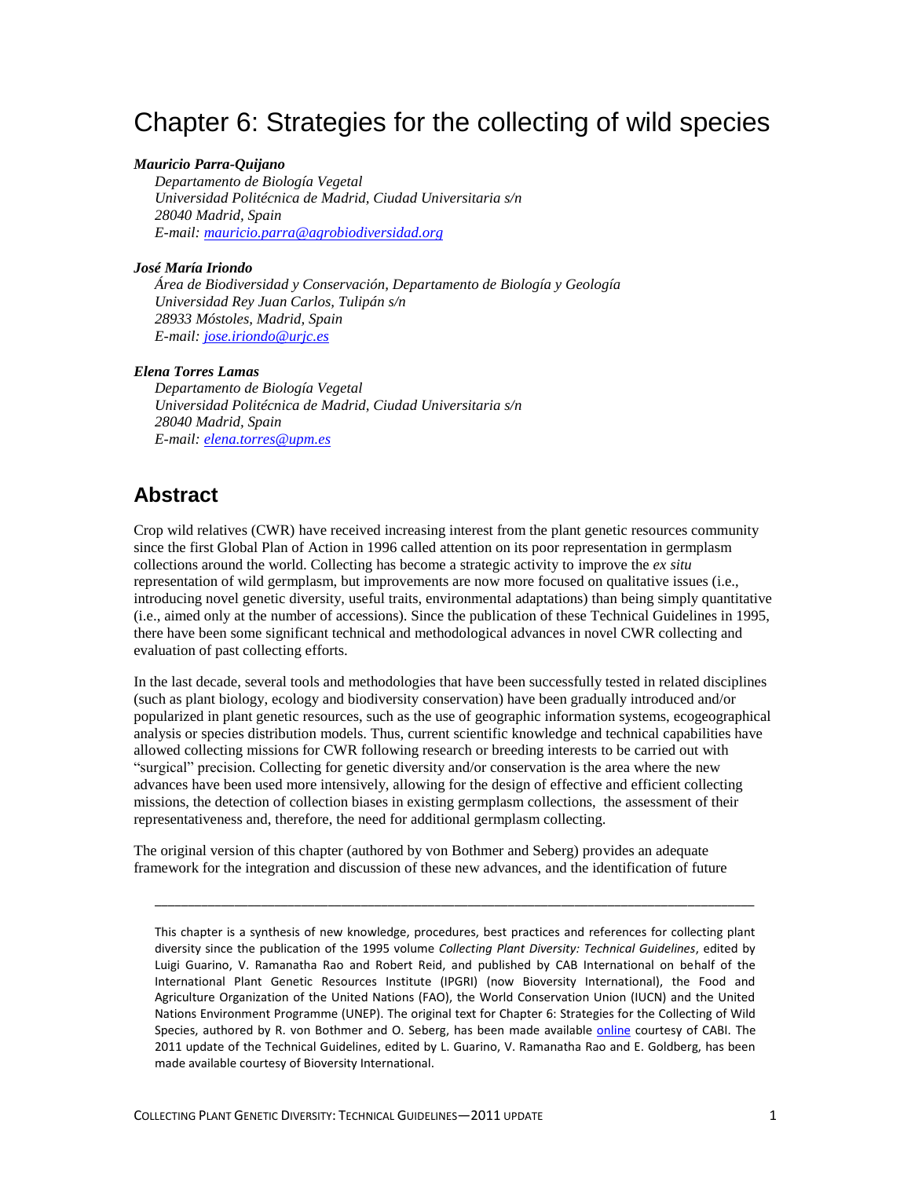# Chapter 6: Strategies for the collecting of wild species

***Mauricio Parra-Quijano***

*Departamento de Biología Vegetal*
*Universidad Politécnica de Madrid, Ciudad Universitaria s/n*
*28040 Madrid, Spain*
*E-mail: mauricio.parra@agrobiodiversidad.org*

***José María Iriondo***

*Área de Biodiversidad y Conservación, Departamento de Biología y Geología*
*Universidad Rey Juan Carlos, Tulipán s/n*
*28933 Móstoles, Madrid, Spain*
*E-mail: jose.iriondo@urjc.es*

***Elena Torres Lamas***

*Departamento de Biología Vegetal*
*Universidad Politécnica de Madrid, Ciudad Universitaria s/n*
*28040 Madrid, Spain*
*E-mail: elena.torres@upm.es*

## Abstract

Crop wild relatives (CWR) have received increasing interest from the plant genetic resources community since the first Global Plan of Action in 1996 called attention on its poor representation in germplasm collections around the world. Collecting has become a strategic activity to improve the *ex situ* representation of wild germplasm, but improvements are now more focused on qualitative issues (i.e., introducing novel genetic diversity, useful traits, environmental adaptations) than being simply quantitative (i.e., aimed only at the number of accessions). Since the publication of these Technical Guidelines in 1995, there have been some significant technical and methodological advances in novel CWR collecting and evaluation of past collecting efforts.

In the last decade, several tools and methodologies that have been successfully tested in related disciplines (such as plant biology, ecology and biodiversity conservation) have been gradually introduced and/or popularized in plant genetic resources, such as the use of geographic information systems, ecogeographical analysis or species distribution models. Thus, current scientific knowledge and technical capabilities have allowed collecting missions for CWR following research or breeding interests to be carried out with "surgical" precision. Collecting for genetic diversity and/or conservation is the area where the new advances have been used more intensively, allowing for the design of effective and efficient collecting missions, the detection of collection biases in existing germplasm collections, the assessment of their representativeness and, therefore, the need for additional germplasm collecting.

The original version of this chapter (authored by von Bothmer and Seberg) provides an adequate framework for the integration and discussion of these new advances, and the identification of future

---

This chapter is a synthesis of new knowledge, procedures, best practices and references for collecting plant diversity since the publication of the 1995 volume *Collecting Plant Diversity: Technical Guidelines*, edited by Luigi Guarino, V. Ramanatha Rao and Robert Reid, and published by CAB International on behalf of the International Plant Genetic Resources Institute (IPGRI) (now Bioversity International), the Food and Agriculture Organization of the United Nations (FAO), the World Conservation Union (IUCN) and the United Nations Environment Programme (UNEP). The original text for Chapter 6: Strategies for the Collecting of Wild Species, authored by R. von Bothmer and O. Seberg, has been made available online courtesy of CABI. The 2011 update of the Technical Guidelines, edited by L. Guarino, V. Ramanatha Rao and E. Goldberg, has been made available courtesy of Bioversity International.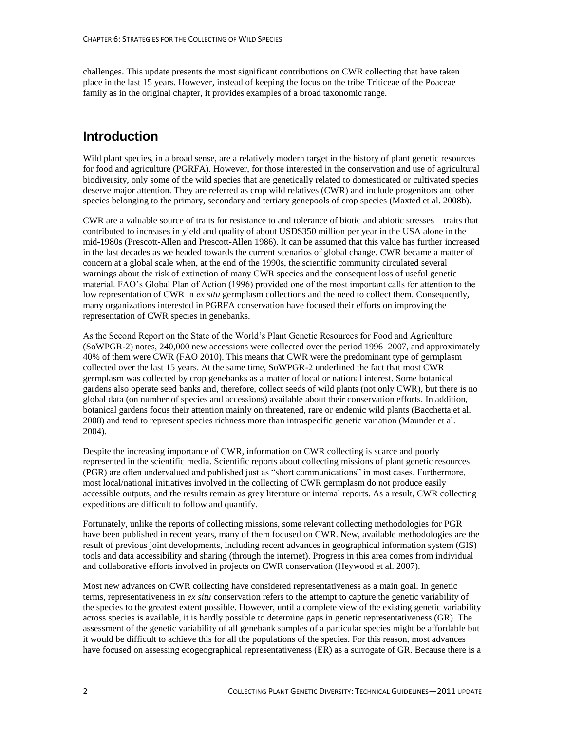challenges. This update presents the most significant contributions on CWR collecting that have taken place in the last 15 years. However, instead of keeping the focus on the tribe Triticeae of the Poaceae family as in the original chapter, it provides examples of a broad taxonomic range.

## Introduction

Wild plant species, in a broad sense, are a relatively modern target in the history of plant genetic resources for food and agriculture (PGRFA). However, for those interested in the conservation and use of agricultural biodiversity, only some of the wild species that are genetically related to domesticated or cultivated species deserve major attention. They are referred as crop wild relatives (CWR) and include progenitors and other species belonging to the primary, secondary and tertiary genepools of crop species (Maxted et al. 2008b).

CWR are a valuable source of traits for resistance to and tolerance of biotic and abiotic stresses – traits that contributed to increases in yield and quality of about USD$350 million per year in the USA alone in the mid-1980s (Prescott-Allen and Prescott-Allen 1986). It can be assumed that this value has further increased in the last decades as we headed towards the current scenarios of global change. CWR became a matter of concern at a global scale when, at the end of the 1990s, the scientific community circulated several warnings about the risk of extinction of many CWR species and the consequent loss of useful genetic material. FAO's Global Plan of Action (1996) provided one of the most important calls for attention to the low representation of CWR in *ex situ* germplasm collections and the need to collect them. Consequently, many organizations interested in PGRFA conservation have focused their efforts on improving the representation of CWR species in genebanks.

As the Second Report on the State of the World's Plant Genetic Resources for Food and Agriculture (SoWPGR-2) notes, 240,000 new accessions were collected over the period 1996–2007, and approximately 40% of them were CWR (FAO 2010). This means that CWR were the predominant type of germplasm collected over the last 15 years. At the same time, SoWPGR-2 underlined the fact that most CWR germplasm was collected by crop genebanks as a matter of local or national interest. Some botanical gardens also operate seed banks and, therefore, collect seeds of wild plants (not only CWR), but there is no global data (on number of species and accessions) available about their conservation efforts. In addition, botanical gardens focus their attention mainly on threatened, rare or endemic wild plants (Bacchetta et al. 2008) and tend to represent species richness more than intraspecific genetic variation (Maunder et al. 2004).

Despite the increasing importance of CWR, information on CWR collecting is scarce and poorly represented in the scientific media. Scientific reports about collecting missions of plant genetic resources (PGR) are often undervalued and published just as "short communications" in most cases. Furthermore, most local/national initiatives involved in the collecting of CWR germplasm do not produce easily accessible outputs, and the results remain as grey literature or internal reports. As a result, CWR collecting expeditions are difficult to follow and quantify.

Fortunately, unlike the reports of collecting missions, some relevant collecting methodologies for PGR have been published in recent years, many of them focused on CWR. New, available methodologies are the result of previous joint developments, including recent advances in geographical information system (GIS) tools and data accessibility and sharing (through the internet). Progress in this area comes from individual and collaborative efforts involved in projects on CWR conservation (Heywood et al. 2007).

Most new advances on CWR collecting have considered representativeness as a main goal. In genetic terms, representativeness in *ex situ* conservation refers to the attempt to capture the genetic variability of the species to the greatest extent possible. However, until a complete view of the existing genetic variability across species is available, it is hardly possible to determine gaps in genetic representativeness (GR). The assessment of the genetic variability of all genebank samples of a particular species might be affordable but it would be difficult to achieve this for all the populations of the species. For this reason, most advances have focused on assessing ecogeographical representativeness (ER) as a surrogate of GR. Because there is a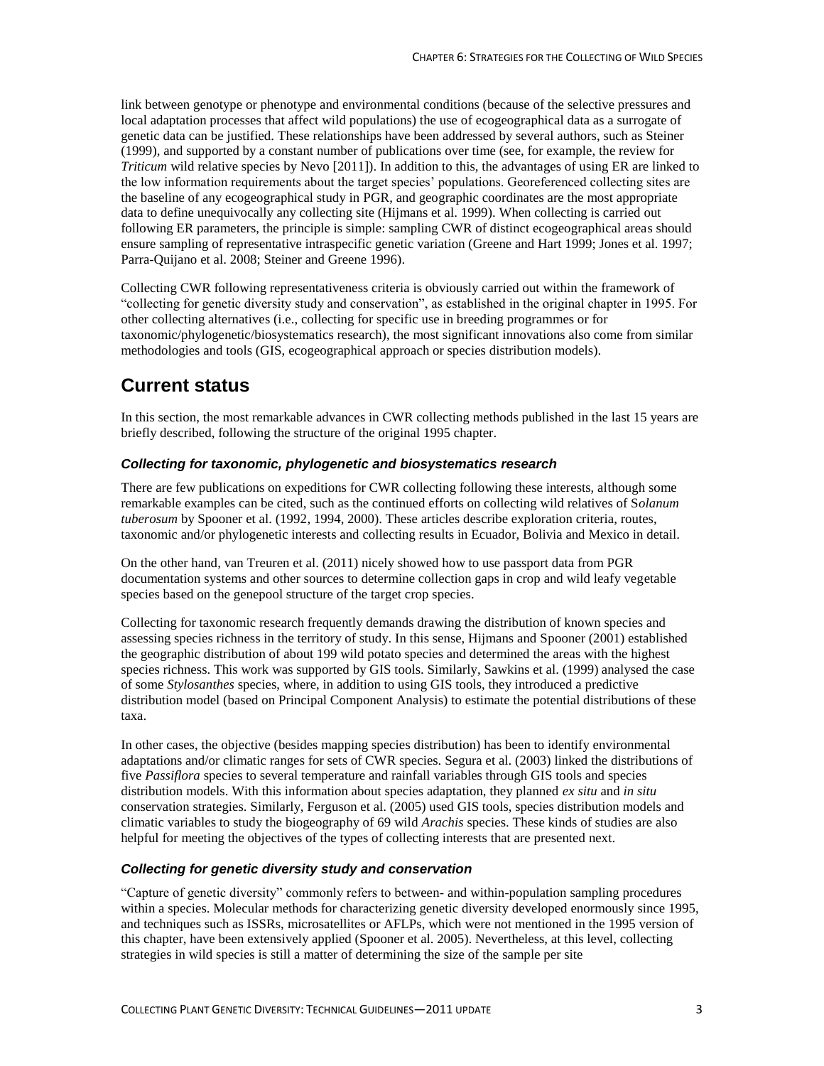link between genotype or phenotype and environmental conditions (because of the selective pressures and local adaptation processes that affect wild populations) the use of ecogeographical data as a surrogate of genetic data can be justified. These relationships have been addressed by several authors, such as Steiner (1999), and supported by a constant number of publications over time (see, for example, the review for *Triticum* wild relative species by Nevo [2011]). In addition to this, the advantages of using ER are linked to the low information requirements about the target species' populations. Georeferenced collecting sites are the baseline of any ecogeographical study in PGR, and geographic coordinates are the most appropriate data to define unequivocally any collecting site (Hijmans et al. 1999). When collecting is carried out following ER parameters, the principle is simple: sampling CWR of distinct ecogeographical areas should ensure sampling of representative intraspecific genetic variation (Greene and Hart 1999; Jones et al. 1997; Parra-Quijano et al. 2008; Steiner and Greene 1996).

Collecting CWR following representativeness criteria is obviously carried out within the framework of "collecting for genetic diversity study and conservation", as established in the original chapter in 1995. For other collecting alternatives (i.e., collecting for specific use in breeding programmes or for taxonomic/phylogenetic/biosystematics research), the most significant innovations also come from similar methodologies and tools (GIS, ecogeographical approach or species distribution models).

## Current status

In this section, the most remarkable advances in CWR collecting methods published in the last 15 years are briefly described, following the structure of the original 1995 chapter.

### *Collecting for taxonomic, phylogenetic and biosystematics research*

There are few publications on expeditions for CWR collecting following these interests, although some remarkable examples can be cited, such as the continued efforts on collecting wild relatives of *Solanum tuberosum* by Spooner et al. (1992, 1994, 2000). These articles describe exploration criteria, routes, taxonomic and/or phylogenetic interests and collecting results in Ecuador, Bolivia and Mexico in detail.

On the other hand, van Treuren et al. (2011) nicely showed how to use passport data from PGR documentation systems and other sources to determine collection gaps in crop and wild leafy vegetable species based on the genepool structure of the target crop species.

Collecting for taxonomic research frequently demands drawing the distribution of known species and assessing species richness in the territory of study. In this sense, Hijmans and Spooner (2001) established the geographic distribution of about 199 wild potato species and determined the areas with the highest species richness. This work was supported by GIS tools. Similarly, Sawkins et al. (1999) analysed the case of some *Stylosanthes* species, where, in addition to using GIS tools, they introduced a predictive distribution model (based on Principal Component Analysis) to estimate the potential distributions of these taxa.

In other cases, the objective (besides mapping species distribution) has been to identify environmental adaptations and/or climatic ranges for sets of CWR species. Segura et al. (2003) linked the distributions of five *Passiflora* species to several temperature and rainfall variables through GIS tools and species distribution models. With this information about species adaptation, they planned *ex situ* and *in situ* conservation strategies. Similarly, Ferguson et al. (2005) used GIS tools, species distribution models and climatic variables to study the biogeography of 69 wild *Arachis* species. These kinds of studies are also helpful for meeting the objectives of the types of collecting interests that are presented next.

### *Collecting for genetic diversity study and conservation*

"Capture of genetic diversity" commonly refers to between- and within-population sampling procedures within a species. Molecular methods for characterizing genetic diversity developed enormously since 1995, and techniques such as ISSRs, microsatellites or AFLPs, which were not mentioned in the 1995 version of this chapter, have been extensively applied (Spooner et al. 2005). Nevertheless, at this level, collecting strategies in wild species is still a matter of determining the size of the sample per site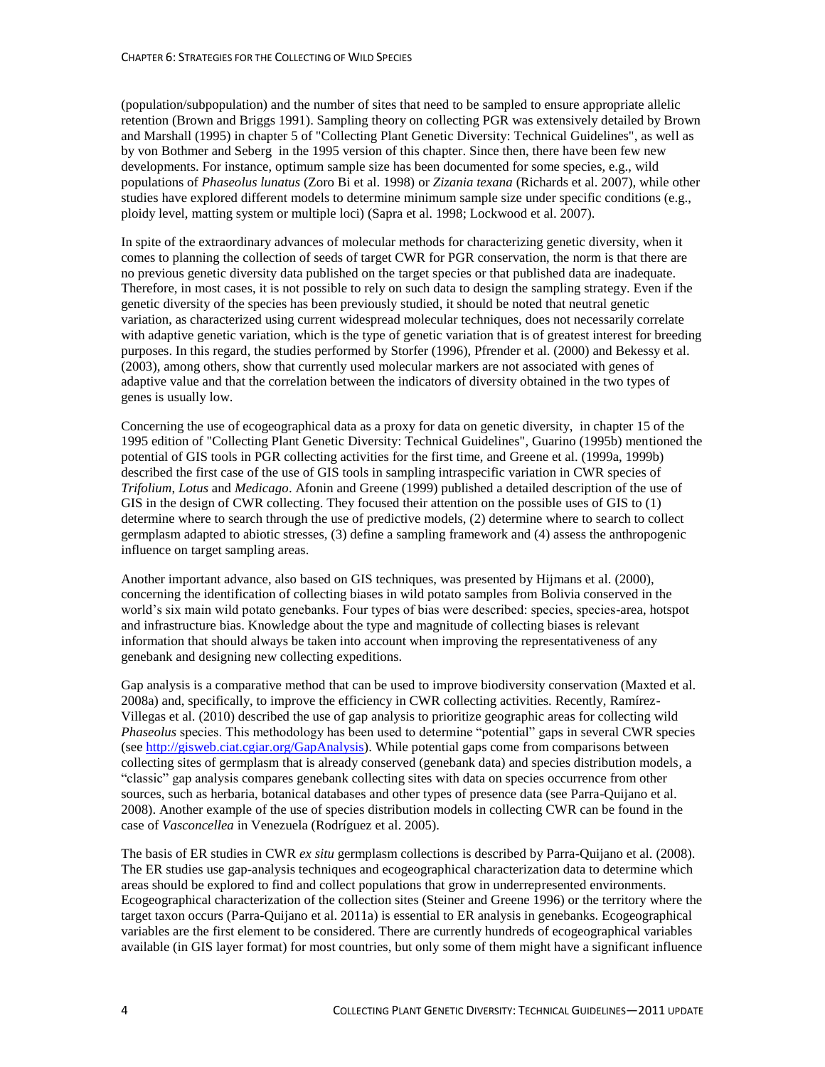(population/subpopulation) and the number of sites that need to be sampled to ensure appropriate allelic retention (Brown and Briggs 1991). Sampling theory on collecting PGR was extensively detailed by Brown and Marshall (1995) in chapter 5 of "Collecting Plant Genetic Diversity: Technical Guidelines", as well as by von Bothmer and Seberg in the 1995 version of this chapter. Since then, there have been few new developments. For instance, optimum sample size has been documented for some species, e.g., wild populations of *Phaseolus lunatus* (Zoro Bi et al. 1998) or *Zizania texana* (Richards et al. 2007), while other studies have explored different models to determine minimum sample size under specific conditions (e.g., ploidy level, matting system or multiple loci) (Sapra et al. 1998; Lockwood et al. 2007).

In spite of the extraordinary advances of molecular methods for characterizing genetic diversity, when it comes to planning the collection of seeds of target CWR for PGR conservation, the norm is that there are no previous genetic diversity data published on the target species or that published data are inadequate. Therefore, in most cases, it is not possible to rely on such data to design the sampling strategy. Even if the genetic diversity of the species has been previously studied, it should be noted that neutral genetic variation, as characterized using current widespread molecular techniques, does not necessarily correlate with adaptive genetic variation, which is the type of genetic variation that is of greatest interest for breeding purposes. In this regard, the studies performed by Storfer (1996), Pfrender et al. (2000) and Bekessy et al. (2003), among others, show that currently used molecular markers are not associated with genes of adaptive value and that the correlation between the indicators of diversity obtained in the two types of genes is usually low.

Concerning the use of ecogeographical data as a proxy for data on genetic diversity, in chapter 15 of the 1995 edition of "Collecting Plant Genetic Diversity: Technical Guidelines", Guarino (1995b) mentioned the potential of GIS tools in PGR collecting activities for the first time, and Greene et al. (1999a, 1999b) described the first case of the use of GIS tools in sampling intraspecific variation in CWR species of *Trifolium*, *Lotus* and *Medicago*. Afonin and Greene (1999) published a detailed description of the use of GIS in the design of CWR collecting. They focused their attention on the possible uses of GIS to (1) determine where to search through the use of predictive models, (2) determine where to search to collect germplasm adapted to abiotic stresses, (3) define a sampling framework and (4) assess the anthropogenic influence on target sampling areas.

Another important advance, also based on GIS techniques, was presented by Hijmans et al. (2000), concerning the identification of collecting biases in wild potato samples from Bolivia conserved in the world's six main wild potato genebanks. Four types of bias were described: species, species-area, hotspot and infrastructure bias. Knowledge about the type and magnitude of collecting biases is relevant information that should always be taken into account when improving the representativeness of any genebank and designing new collecting expeditions.

Gap analysis is a comparative method that can be used to improve biodiversity conservation (Maxted et al. 2008a) and, specifically, to improve the efficiency in CWR collecting activities. Recently, Ramírez-Villegas et al. (2010) described the use of gap analysis to prioritize geographic areas for collecting wild *Phaseolus* species. This methodology has been used to determine "potential" gaps in several CWR species (see http://gisweb.ciat.cgiar.org/GapAnalysis). While potential gaps come from comparisons between collecting sites of germplasm that is already conserved (genebank data) and species distribution models, a "classic" gap analysis compares genebank collecting sites with data on species occurrence from other sources, such as herbaria, botanical databases and other types of presence data (see Parra-Quijano et al. 2008). Another example of the use of species distribution models in collecting CWR can be found in the case of *Vasconcellea* in Venezuela (Rodríguez et al. 2005).

The basis of ER studies in CWR *ex situ* germplasm collections is described by Parra-Quijano et al. (2008). The ER studies use gap-analysis techniques and ecogeographical characterization data to determine which areas should be explored to find and collect populations that grow in underrepresented environments. Ecogeographical characterization of the collection sites (Steiner and Greene 1996) or the territory where the target taxon occurs (Parra-Quijano et al. 2011a) is essential to ER analysis in genebanks. Ecogeographical variables are the first element to be considered. There are currently hundreds of ecogeographical variables available (in GIS layer format) for most countries, but only some of them might have a significant influence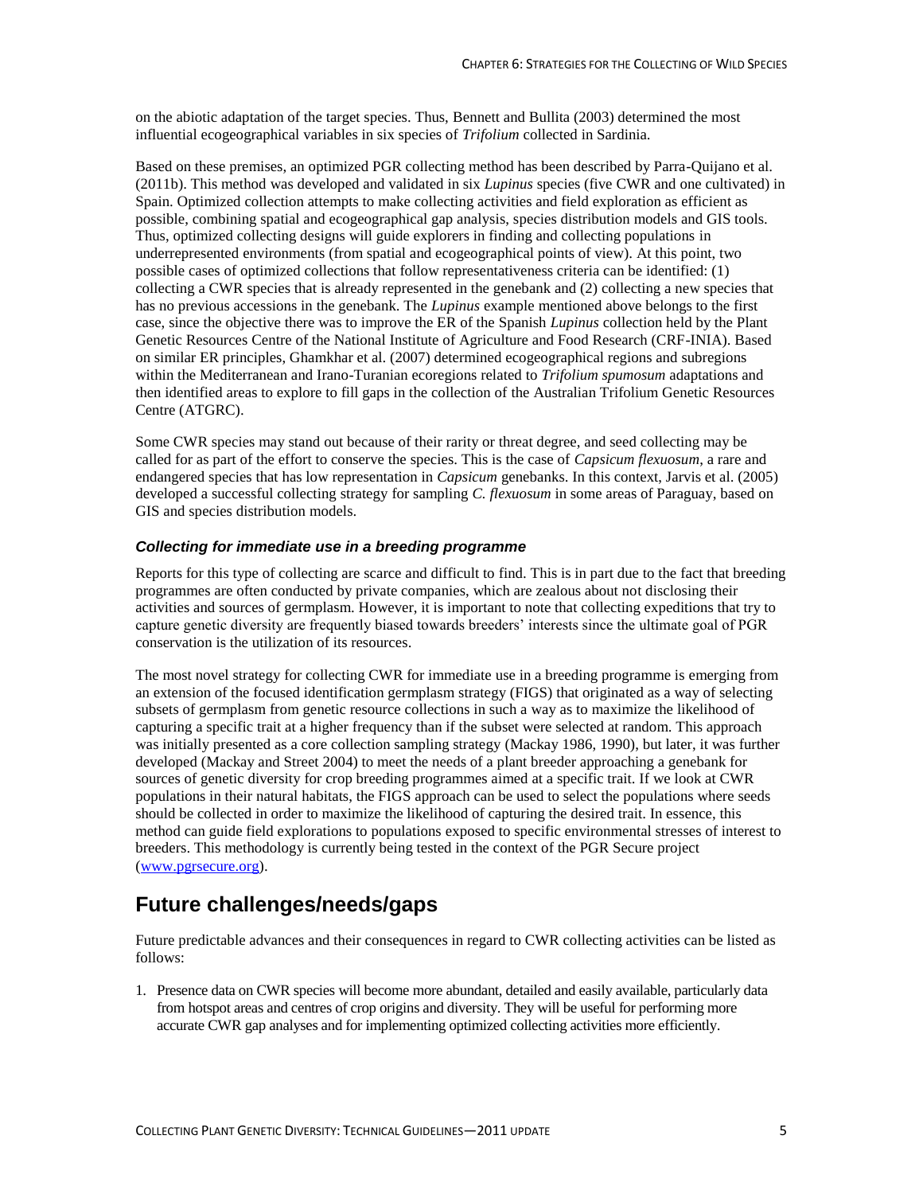on the abiotic adaptation of the target species. Thus, Bennett and Bullita (2003) determined the most influential ecogeographical variables in six species of *Trifolium* collected in Sardinia.

Based on these premises, an optimized PGR collecting method has been described by Parra-Quijano et al. (2011b). This method was developed and validated in six *Lupinus* species (five CWR and one cultivated) in Spain. Optimized collection attempts to make collecting activities and field exploration as efficient as possible, combining spatial and ecogeographical gap analysis, species distribution models and GIS tools. Thus, optimized collecting designs will guide explorers in finding and collecting populations in underrepresented environments (from spatial and ecogeographical points of view). At this point, two possible cases of optimized collections that follow representativeness criteria can be identified: (1) collecting a CWR species that is already represented in the genebank and (2) collecting a new species that has no previous accessions in the genebank. The *Lupinus* example mentioned above belongs to the first case, since the objective there was to improve the ER of the Spanish *Lupinus* collection held by the Plant Genetic Resources Centre of the National Institute of Agriculture and Food Research (CRF-INIA). Based on similar ER principles, Ghamkhar et al. (2007) determined ecogeographical regions and subregions within the Mediterranean and Irano-Turanian ecoregions related to *Trifolium spumosum* adaptations and then identified areas to explore to fill gaps in the collection of the Australian Trifolium Genetic Resources Centre (ATGRC).

Some CWR species may stand out because of their rarity or threat degree, and seed collecting may be called for as part of the effort to conserve the species. This is the case of *Capsicum flexuosum*, a rare and endangered species that has low representation in *Capsicum* genebanks. In this context, Jarvis et al. (2005) developed a successful collecting strategy for sampling *C. flexuosum* in some areas of Paraguay, based on GIS and species distribution models.

### *Collecting for immediate use in a breeding programme*

Reports for this type of collecting are scarce and difficult to find. This is in part due to the fact that breeding programmes are often conducted by private companies, which are zealous about not disclosing their activities and sources of germplasm. However, it is important to note that collecting expeditions that try to capture genetic diversity are frequently biased towards breeders' interests since the ultimate goal of PGR conservation is the utilization of its resources.

The most novel strategy for collecting CWR for immediate use in a breeding programme is emerging from an extension of the focused identification germplasm strategy (FIGS) that originated as a way of selecting subsets of germplasm from genetic resource collections in such a way as to maximize the likelihood of capturing a specific trait at a higher frequency than if the subset were selected at random. This approach was initially presented as a core collection sampling strategy (Mackay 1986, 1990), but later, it was further developed (Mackay and Street 2004) to meet the needs of a plant breeder approaching a genebank for sources of genetic diversity for crop breeding programmes aimed at a specific trait. If we look at CWR populations in their natural habitats, the FIGS approach can be used to select the populations where seeds should be collected in order to maximize the likelihood of capturing the desired trait. In essence, this method can guide field explorations to populations exposed to specific environmental stresses of interest to breeders. This methodology is currently being tested in the context of the PGR Secure project (www.pgrsecure.org).

## Future challenges/needs/gaps

Future predictable advances and their consequences in regard to CWR collecting activities can be listed as follows:

1. Presence data on CWR species will become more abundant, detailed and easily available, particularly data from hotspot areas and centres of crop origins and diversity. They will be useful for performing more accurate CWR gap analyses and for implementing optimized collecting activities more efficiently.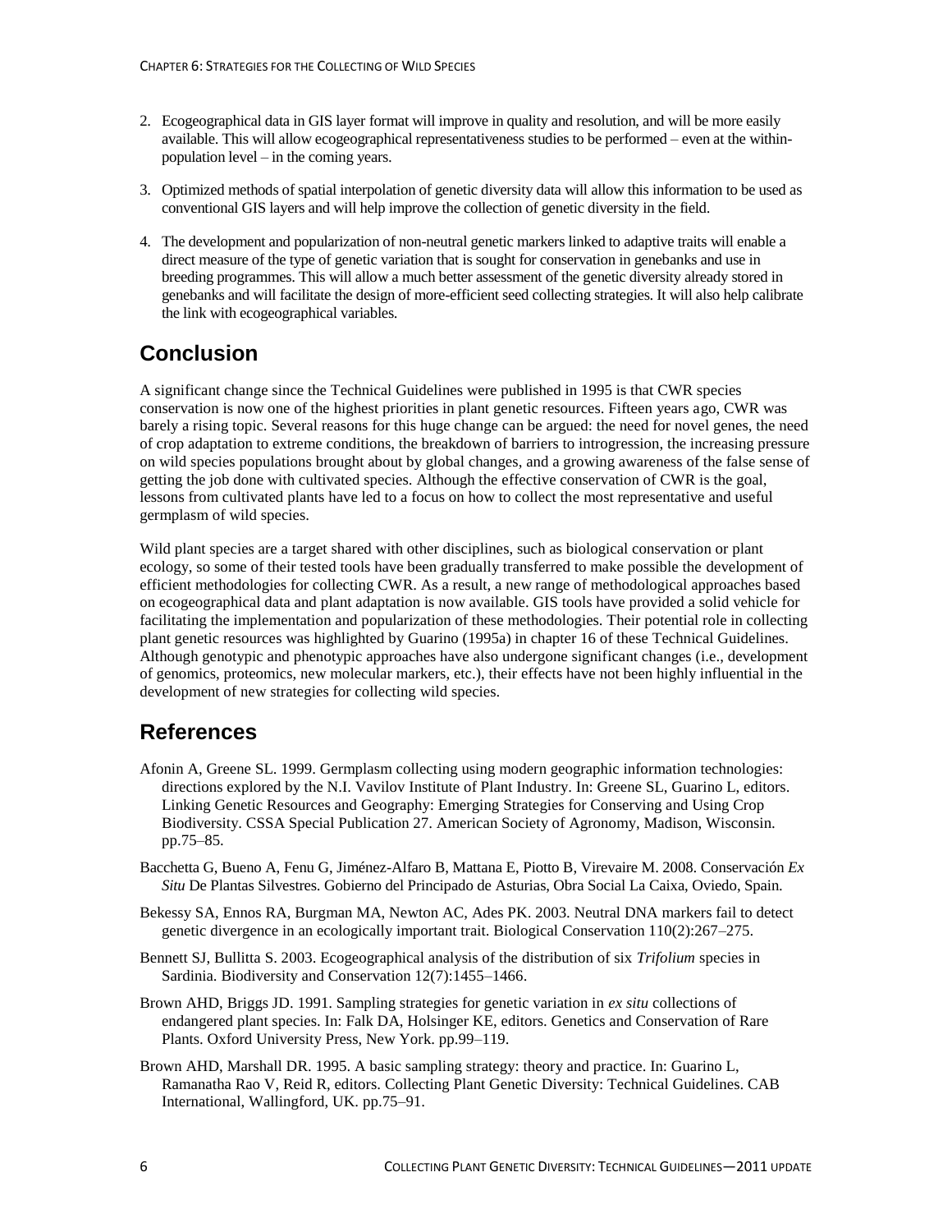2. Ecogeographical data in GIS layer format will improve in quality and resolution, and will be more easily available. This will allow ecogeographical representativeness studies to be performed – even at the within-population level – in the coming years.

3. Optimized methods of spatial interpolation of genetic diversity data will allow this information to be used as conventional GIS layers and will help improve the collection of genetic diversity in the field.

4. The development and popularization of non-neutral genetic markers linked to adaptive traits will enable a direct measure of the type of genetic variation that is sought for conservation in genebanks and use in breeding programmes. This will allow a much better assessment of the genetic diversity already stored in genebanks and will facilitate the design of more-efficient seed collecting strategies. It will also help calibrate the link with ecogeographical variables.

## Conclusion

A significant change since the Technical Guidelines were published in 1995 is that CWR species conservation is now one of the highest priorities in plant genetic resources. Fifteen years ago, CWR was barely a rising topic. Several reasons for this huge change can be argued: the need for novel genes, the need of crop adaptation to extreme conditions, the breakdown of barriers to introgression, the increasing pressure on wild species populations brought about by global changes, and a growing awareness of the false sense of getting the job done with cultivated species. Although the effective conservation of CWR is the goal, lessons from cultivated plants have led to a focus on how to collect the most representative and useful germplasm of wild species.

Wild plant species are a target shared with other disciplines, such as biological conservation or plant ecology, so some of their tested tools have been gradually transferred to make possible the development of efficient methodologies for collecting CWR. As a result, a new range of methodological approaches based on ecogeographical data and plant adaptation is now available. GIS tools have provided a solid vehicle for facilitating the implementation and popularization of these methodologies. Their potential role in collecting plant genetic resources was highlighted by Guarino (1995a) in chapter 16 of these Technical Guidelines. Although genotypic and phenotypic approaches have also undergone significant changes (i.e., development of genomics, proteomics, new molecular markers, etc.), their effects have not been highly influential in the development of new strategies for collecting wild species.

## References

Afonin A, Greene SL. 1999. Germplasm collecting using modern geographic information technologies: directions explored by the N.I. Vavilov Institute of Plant Industry. In: Greene SL, Guarino L, editors. Linking Genetic Resources and Geography: Emerging Strategies for Conserving and Using Crop Biodiversity. CSSA Special Publication 27. American Society of Agronomy, Madison, Wisconsin. pp.75–85.

Bacchetta G, Bueno A, Fenu G, Jiménez-Alfaro B, Mattana E, Piotto B, Virevaire M. 2008. Conservación *Ex Situ* De Plantas Silvestres. Gobierno del Principado de Asturias, Obra Social La Caixa, Oviedo, Spain.

Bekessy SA, Ennos RA, Burgman MA, Newton AC, Ades PK. 2003. Neutral DNA markers fail to detect genetic divergence in an ecologically important trait. Biological Conservation 110(2):267–275.

Bennett SJ, Bullitta S. 2003. Ecogeographical analysis of the distribution of six *Trifolium* species in Sardinia. Biodiversity and Conservation 12(7):1455–1466.

Brown AHD, Briggs JD. 1991. Sampling strategies for genetic variation in *ex situ* collections of endangered plant species. In: Falk DA, Holsinger KE, editors. Genetics and Conservation of Rare Plants. Oxford University Press, New York. pp.99–119.

Brown AHD, Marshall DR. 1995. A basic sampling strategy: theory and practice. In: Guarino L, Ramanatha Rao V, Reid R, editors. Collecting Plant Genetic Diversity: Technical Guidelines. CAB International, Wallingford, UK. pp.75–91.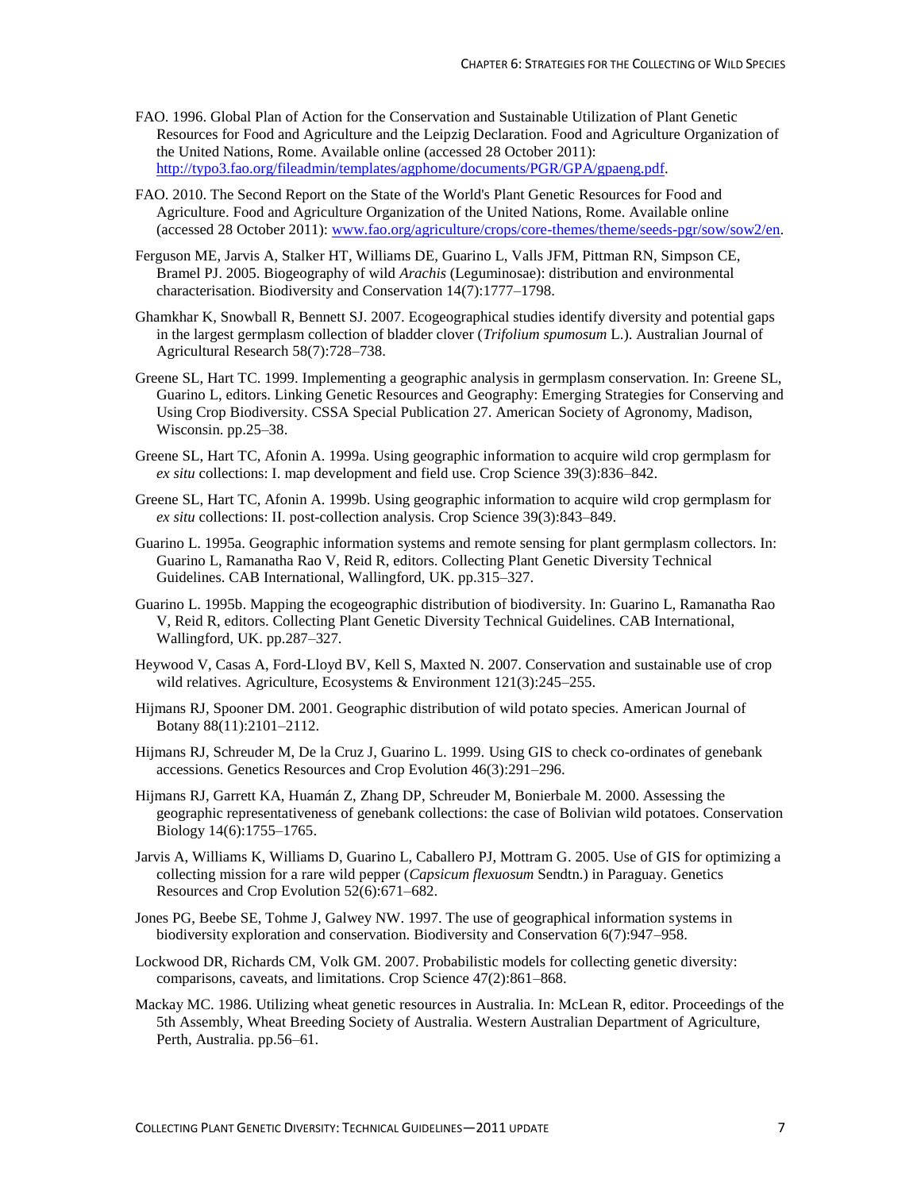FAO. 1996. Global Plan of Action for the Conservation and Sustainable Utilization of Plant Genetic Resources for Food and Agriculture and the Leipzig Declaration. Food and Agriculture Organization of the United Nations, Rome. Available online (accessed 28 October 2011): http://typo3.fao.org/fileadmin/templates/agphome/documents/PGR/GPA/gpaeng.pdf.

FAO. 2010. The Second Report on the State of the World's Plant Genetic Resources for Food and Agriculture. Food and Agriculture Organization of the United Nations, Rome. Available online (accessed 28 October 2011): www.fao.org/agriculture/crops/core-themes/theme/seeds-pgr/sow/sow2/en.

Ferguson ME, Jarvis A, Stalker HT, Williams DE, Guarino L, Valls JFM, Pittman RN, Simpson CE, Bramel PJ. 2005. Biogeography of wild *Arachis* (Leguminosae): distribution and environmental characterisation. Biodiversity and Conservation 14(7):1777–1798.

Ghamkhar K, Snowball R, Bennett SJ. 2007. Ecogeographical studies identify diversity and potential gaps in the largest germplasm collection of bladder clover (*Trifolium spumosum* L.). Australian Journal of Agricultural Research 58(7):728–738.

Greene SL, Hart TC. 1999. Implementing a geographic analysis in germplasm conservation. In: Greene SL, Guarino L, editors. Linking Genetic Resources and Geography: Emerging Strategies for Conserving and Using Crop Biodiversity. CSSA Special Publication 27. American Society of Agronomy, Madison, Wisconsin. pp.25–38.

Greene SL, Hart TC, Afonin A. 1999a. Using geographic information to acquire wild crop germplasm for *ex situ* collections: I. map development and field use. Crop Science 39(3):836–842.

Greene SL, Hart TC, Afonin A. 1999b. Using geographic information to acquire wild crop germplasm for *ex situ* collections: II. post-collection analysis. Crop Science 39(3):843–849.

Guarino L. 1995a. Geographic information systems and remote sensing for plant germplasm collectors. In: Guarino L, Ramanatha Rao V, Reid R, editors. Collecting Plant Genetic Diversity Technical Guidelines. CAB International, Wallingford, UK. pp.315–327.

Guarino L. 1995b. Mapping the ecogeographic distribution of biodiversity. In: Guarino L, Ramanatha Rao V, Reid R, editors. Collecting Plant Genetic Diversity Technical Guidelines. CAB International, Wallingford, UK. pp.287–327.

Heywood V, Casas A, Ford-Lloyd BV, Kell S, Maxted N. 2007. Conservation and sustainable use of crop wild relatives. Agriculture, Ecosystems & Environment 121(3):245–255.

Hijmans RJ, Spooner DM. 2001. Geographic distribution of wild potato species. American Journal of Botany 88(11):2101–2112.

Hijmans RJ, Schreuder M, De la Cruz J, Guarino L. 1999. Using GIS to check co-ordinates of genebank accessions. Genetics Resources and Crop Evolution 46(3):291–296.

Hijmans RJ, Garrett KA, Huamán Z, Zhang DP, Schreuder M, Bonierbale M. 2000. Assessing the geographic representativeness of genebank collections: the case of Bolivian wild potatoes. Conservation Biology 14(6):1755–1765.

Jarvis A, Williams K, Williams D, Guarino L, Caballero PJ, Mottram G. 2005. Use of GIS for optimizing a collecting mission for a rare wild pepper (*Capsicum flexuosum* Sendtn.) in Paraguay. Genetics Resources and Crop Evolution 52(6):671–682.

Jones PG, Beebe SE, Tohme J, Galwey NW. 1997. The use of geographical information systems in biodiversity exploration and conservation. Biodiversity and Conservation 6(7):947–958.

Lockwood DR, Richards CM, Volk GM. 2007. Probabilistic models for collecting genetic diversity: comparisons, caveats, and limitations. Crop Science 47(2):861–868.

Mackay MC. 1986. Utilizing wheat genetic resources in Australia. In: McLean R, editor. Proceedings of the 5th Assembly, Wheat Breeding Society of Australia. Western Australian Department of Agriculture, Perth, Australia. pp.56–61.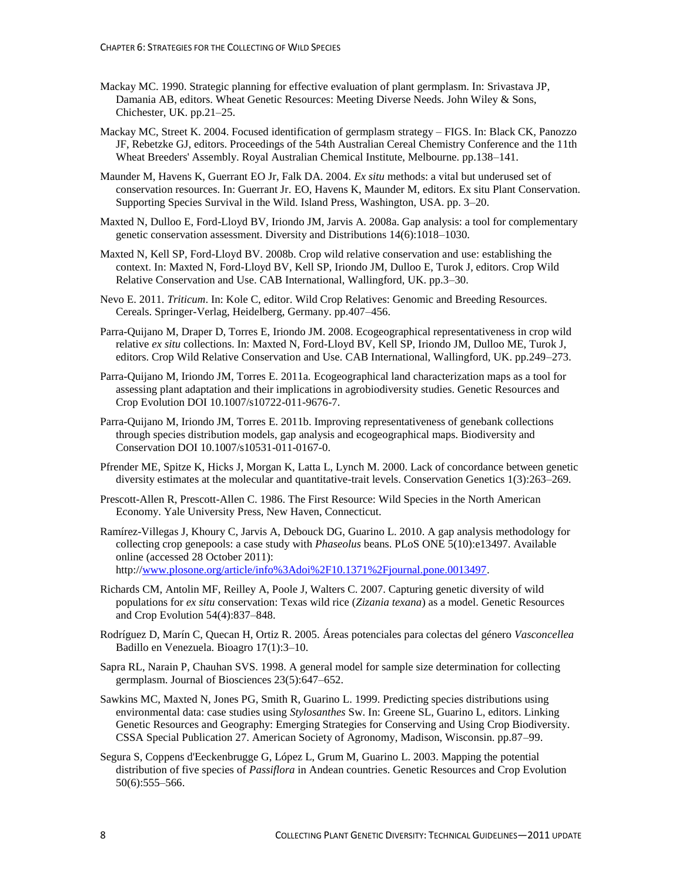Mackay MC. 1990. Strategic planning for effective evaluation of plant germplasm. In: Srivastava JP, Damania AB, editors. Wheat Genetic Resources: Meeting Diverse Needs. John Wiley & Sons, Chichester, UK. pp.21–25.

Mackay MC, Street K. 2004. Focused identification of germplasm strategy – FIGS. In: Black CK, Panozzo JF, Rebetzke GJ, editors. Proceedings of the 54th Australian Cereal Chemistry Conference and the 11th Wheat Breeders' Assembly. Royal Australian Chemical Institute, Melbourne. pp.138–141.

Maunder M, Havens K, Guerrant EO Jr, Falk DA. 2004. *Ex situ* methods: a vital but underused set of conservation resources. In: Guerrant Jr. EO, Havens K, Maunder M, editors. Ex situ Plant Conservation. Supporting Species Survival in the Wild. Island Press, Washington, USA. pp. 3–20.

Maxted N, Dulloo E, Ford-Lloyd BV, Iriondo JM, Jarvis A. 2008a. Gap analysis: a tool for complementary genetic conservation assessment. Diversity and Distributions 14(6):1018–1030.

Maxted N, Kell SP, Ford-Lloyd BV. 2008b. Crop wild relative conservation and use: establishing the context. In: Maxted N, Ford-Lloyd BV, Kell SP, Iriondo JM, Dulloo E, Turok J, editors. Crop Wild Relative Conservation and Use. CAB International, Wallingford, UK. pp.3–30.

Nevo E. 2011. *Triticum*. In: Kole C, editor. Wild Crop Relatives: Genomic and Breeding Resources. Cereals. Springer-Verlag, Heidelberg, Germany. pp.407–456.

Parra-Quijano M, Draper D, Torres E, Iriondo JM. 2008. Ecogeographical representativeness in crop wild relative *ex situ* collections. In: Maxted N, Ford-Lloyd BV, Kell SP, Iriondo JM, Dulloo ME, Turok J, editors. Crop Wild Relative Conservation and Use. CAB International, Wallingford, UK. pp.249–273.

Parra-Quijano M, Iriondo JM, Torres E. 2011a. Ecogeographical land characterization maps as a tool for assessing plant adaptation and their implications in agrobiodiversity studies. Genetic Resources and Crop Evolution DOI 10.1007/s10722-011-9676-7.

Parra-Quijano M, Iriondo JM, Torres E. 2011b. Improving representativeness of genebank collections through species distribution models, gap analysis and ecogeographical maps. Biodiversity and Conservation DOI 10.1007/s10531-011-0167-0.

Pfrender ME, Spitze K, Hicks J, Morgan K, Latta L, Lynch M. 2000. Lack of concordance between genetic diversity estimates at the molecular and quantitative-trait levels. Conservation Genetics 1(3):263–269.

Prescott-Allen R, Prescott-Allen C. 1986. The First Resource: Wild Species in the North American Economy. Yale University Press, New Haven, Connecticut.

Ramírez-Villegas J, Khoury C, Jarvis A, Debouck DG, Guarino L. 2010. A gap analysis methodology for collecting crop genepools: a case study with *Phaseolus* beans. PLoS ONE 5(10):e13497. Available online (accessed 28 October 2011): http://www.plosone.org/article/info%3Adoi%2F10.1371%2Fjournal.pone.0013497.

Richards CM, Antolin MF, Reilley A, Poole J, Walters C. 2007. Capturing genetic diversity of wild populations for *ex situ* conservation: Texas wild rice (*Zizania texana*) as a model. Genetic Resources and Crop Evolution 54(4):837–848.

Rodríguez D, Marín C, Quecan H, Ortiz R. 2005. Áreas potenciales para colectas del género *Vasconcellea* Badillo en Venezuela. Bioagro 17(1):3–10.

Sapra RL, Narain P, Chauhan SVS. 1998. A general model for sample size determination for collecting germplasm. Journal of Biosciences 23(5):647–652.

Sawkins MC, Maxted N, Jones PG, Smith R, Guarino L. 1999. Predicting species distributions using environmental data: case studies using *Stylosanthes* Sw. In: Greene SL, Guarino L, editors. Linking Genetic Resources and Geography: Emerging Strategies for Conserving and Using Crop Biodiversity. CSSA Special Publication 27. American Society of Agronomy, Madison, Wisconsin. pp.87–99.

Segura S, Coppens d'Eeckenbrugge G, López L, Grum M, Guarino L. 2003. Mapping the potential distribution of five species of *Passiflora* in Andean countries. Genetic Resources and Crop Evolution 50(6):555–566.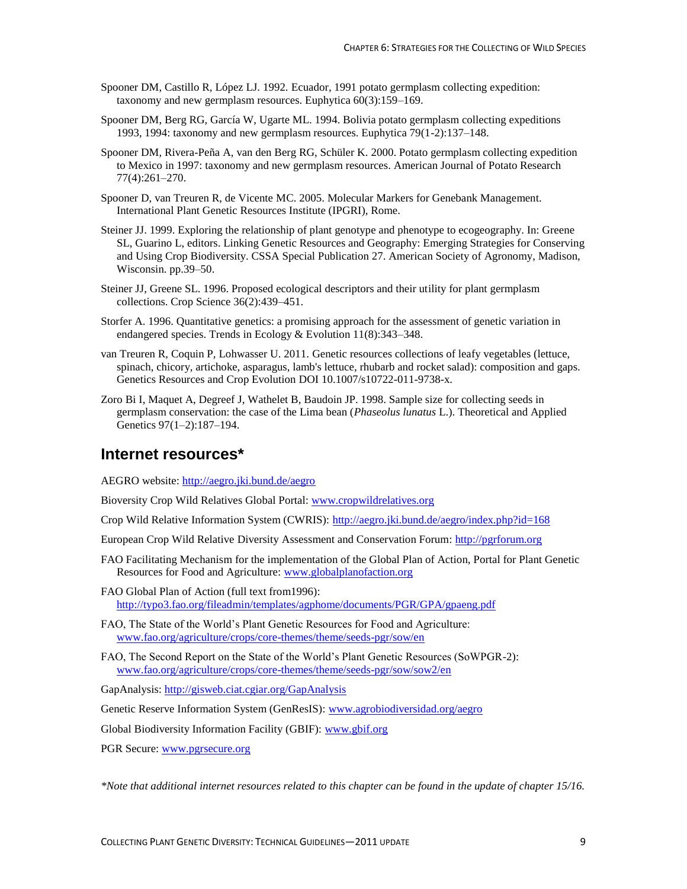Spooner DM, Castillo R, López LJ. 1992. Ecuador, 1991 potato germplasm collecting expedition: taxonomy and new germplasm resources. Euphytica 60(3):159–169.

Spooner DM, Berg RG, García W, Ugarte ML. 1994. Bolivia potato germplasm collecting expeditions 1993, 1994: taxonomy and new germplasm resources. Euphytica 79(1-2):137–148.

Spooner DM, Rivera-Peña A, van den Berg RG, Schüler K. 2000. Potato germplasm collecting expedition to Mexico in 1997: taxonomy and new germplasm resources. American Journal of Potato Research 77(4):261–270.

Spooner D, van Treuren R, de Vicente MC. 2005. Molecular Markers for Genebank Management. International Plant Genetic Resources Institute (IPGRI), Rome.

Steiner JJ. 1999. Exploring the relationship of plant genotype and phenotype to ecogeography. In: Greene SL, Guarino L, editors. Linking Genetic Resources and Geography: Emerging Strategies for Conserving and Using Crop Biodiversity. CSSA Special Publication 27. American Society of Agronomy, Madison, Wisconsin. pp.39–50.

Steiner JJ, Greene SL. 1996. Proposed ecological descriptors and their utility for plant germplasm collections. Crop Science 36(2):439–451.

Storfer A. 1996. Quantitative genetics: a promising approach for the assessment of genetic variation in endangered species. Trends in Ecology & Evolution 11(8):343–348.

van Treuren R, Coquin P, Lohwasser U. 2011. Genetic resources collections of leafy vegetables (lettuce, spinach, chicory, artichoke, asparagus, lamb's lettuce, rhubarb and rocket salad): composition and gaps. Genetics Resources and Crop Evolution DOI 10.1007/s10722-011-9738-x.

Zoro Bi I, Maquet A, Degreef J, Wathelet B, Baudoin JP. 1998. Sample size for collecting seeds in germplasm conservation: the case of the Lima bean (*Phaseolus lunatus* L.). Theoretical and Applied Genetics 97(1–2):187–194.

## Internet resources*

AEGRO website: http://aegro.jki.bund.de/aegro

Bioversity Crop Wild Relatives Global Portal: www.cropwildrelatives.org

Crop Wild Relative Information System (CWRIS): http://aegro.jki.bund.de/aegro/index.php?id=168

European Crop Wild Relative Diversity Assessment and Conservation Forum: http://pgrforum.org

FAO Facilitating Mechanism for the implementation of the Global Plan of Action, Portal for Plant Genetic Resources for Food and Agriculture: www.globalplanofaction.org

FAO Global Plan of Action (full text from1996): http://typo3.fao.org/fileadmin/templates/agphome/documents/PGR/GPA/gpaeng.pdf

FAO, The State of the World's Plant Genetic Resources for Food and Agriculture: www.fao.org/agriculture/crops/core-themes/theme/seeds-pgr/sow/en

FAO, The Second Report on the State of the World's Plant Genetic Resources (SoWPGR-2): www.fao.org/agriculture/crops/core-themes/theme/seeds-pgr/sow/sow2/en

GapAnalysis: http://gisweb.ciat.cgiar.org/GapAnalysis

Genetic Reserve Information System (GenResIS): www.agrobiodiversidad.org/aegro

Global Biodiversity Information Facility (GBIF): www.gbif.org

PGR Secure: www.pgrsecure.org

*\*Note that additional internet resources related to this chapter can be found in the update of chapter 15/16.*